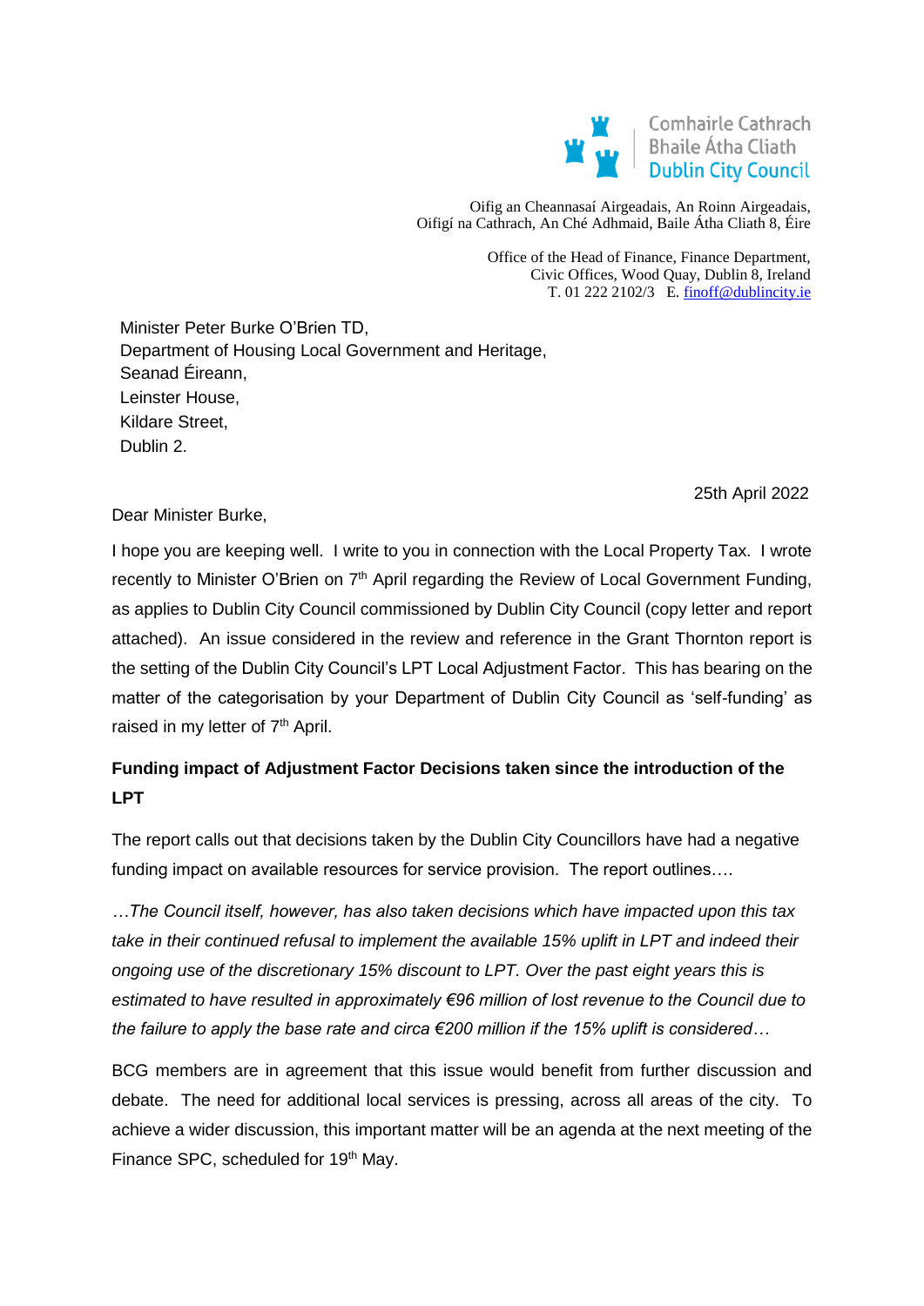Comhairle Cathrach
Bhaile Átha Cliath
Dublin City Council

Oifig an Cheannasaí Airgeadais, An Roinn Airgeadais,
Oifigí na Cathrach, An Ché Adhmaid, Baile Átha Cliath 8, Éire

Office of the Head of Finance, Finance Department,
Civic Offices, Wood Quay, Dublin 8, Ireland
T. 01 222 2102/3 E. finoff@dublincity.ie

Minister Peter Burke O'Brien TD,
Department of Housing Local Government and Heritage,
Seanad Éireann,
Leinster House,
Kildare Street,
Dublin 2.

25th April 2022

Dear Minister Burke,

I hope you are keeping well. I write to you in connection with the Local Property Tax. I wrote recently to Minister O'Brien on 7th April regarding the Review of Local Government Funding, as applies to Dublin City Council commissioned by Dublin City Council (copy letter and report attached). An issue considered in the review and reference in the Grant Thornton report is the setting of the Dublin City Council's LPT Local Adjustment Factor. This has bearing on the matter of the categorisation by your Department of Dublin City Council as 'self-funding' as raised in my letter of 7th April.

**Funding impact of Adjustment Factor Decisions taken since the introduction of the LPT**

The report calls out that decisions taken by the Dublin City Councillors have had a negative funding impact on available resources for service provision. The report outlines….

*…The Council itself, however, has also taken decisions which have impacted upon this tax take in their continued refusal to implement the available 15% uplift in LPT and indeed their ongoing use of the discretionary 15% discount to LPT. Over the past eight years this is estimated to have resulted in approximately €96 million of lost revenue to the Council due to the failure to apply the base rate and circa €200 million if the 15% uplift is considered…*

BCG members are in agreement that this issue would benefit from further discussion and debate. The need for additional local services is pressing, across all areas of the city. To achieve a wider discussion, this important matter will be an agenda at the next meeting of the Finance SPC, scheduled for 19th May.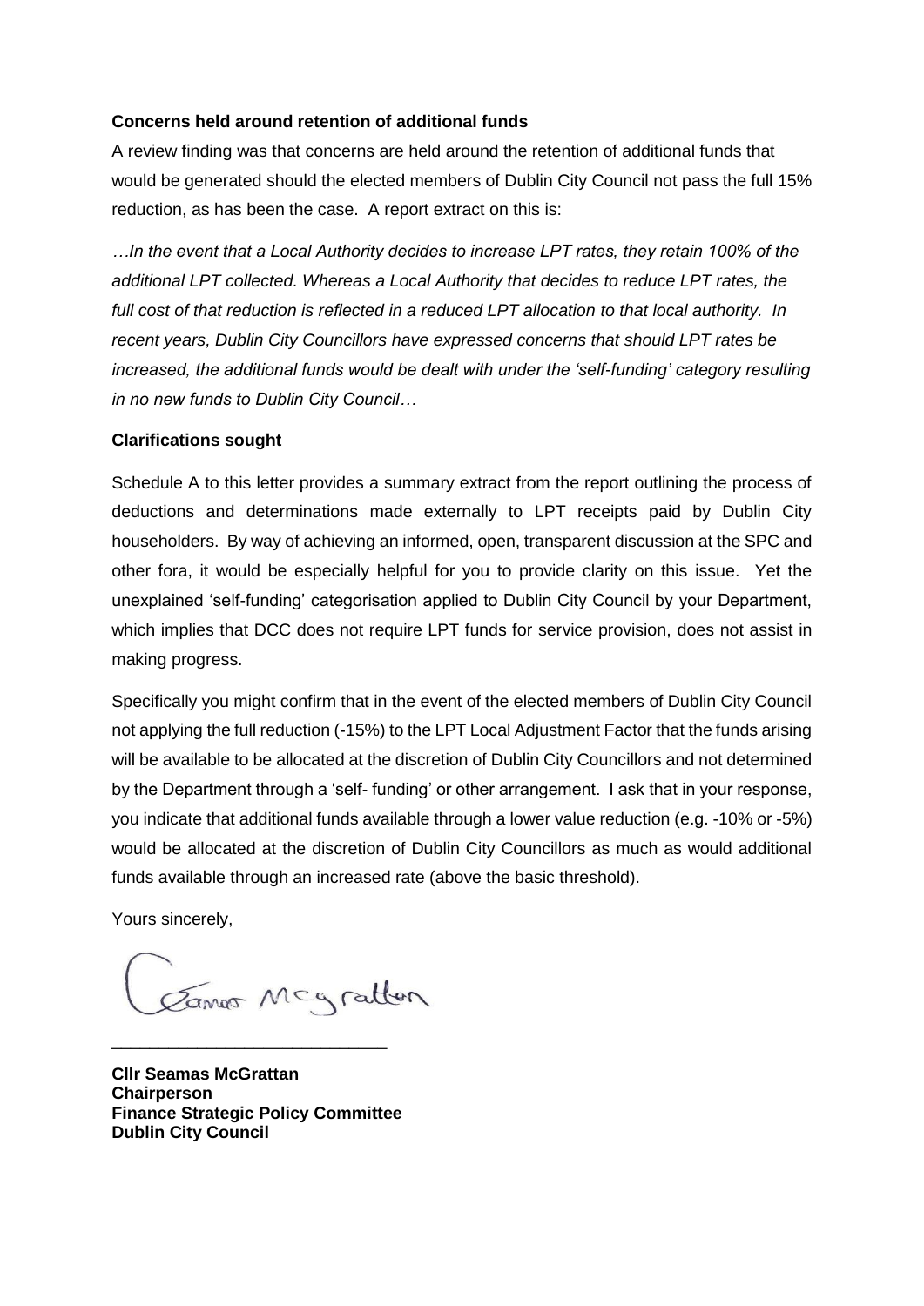**Concerns held around retention of additional funds**

A review finding was that concerns are held around the retention of additional funds that would be generated should the elected members of Dublin City Council not pass the full 15% reduction, as has been the case. A report extract on this is:

*…In the event that a Local Authority decides to increase LPT rates, they retain 100% of the additional LPT collected. Whereas a Local Authority that decides to reduce LPT rates, the full cost of that reduction is reflected in a reduced LPT allocation to that local authority. In recent years, Dublin City Councillors have expressed concerns that should LPT rates be increased, the additional funds would be dealt with under the 'self-funding' category resulting in no new funds to Dublin City Council…*

**Clarifications sought**

Schedule A to this letter provides a summary extract from the report outlining the process of deductions and determinations made externally to LPT receipts paid by Dublin City householders. By way of achieving an informed, open, transparent discussion at the SPC and other fora, it would be especially helpful for you to provide clarity on this issue. Yet the unexplained 'self-funding' categorisation applied to Dublin City Council by your Department, which implies that DCC does not require LPT funds for service provision, does not assist in making progress.

Specifically you might confirm that in the event of the elected members of Dublin City Council not applying the full reduction (-15%) to the LPT Local Adjustment Factor that the funds arising will be available to be allocated at the discretion of Dublin City Councillors and not determined by the Department through a 'self- funding' or other arrangement. I ask that in your response, you indicate that additional funds available through a lower value reduction (e.g. -10% or -5%) would be allocated at the discretion of Dublin City Councillors as much as would additional funds available through an increased rate (above the basic threshold).

Yours sincerely,

Seamas McGrattan

\_\_\_\_\_\_\_\_\_\_\_\_\_\_\_\_\_\_\_\_\_\_\_\_\_\_\_\_

**Cllr Seamas McGrattan**
**Chairperson**
**Finance Strategic Policy Committee**
**Dublin City Council**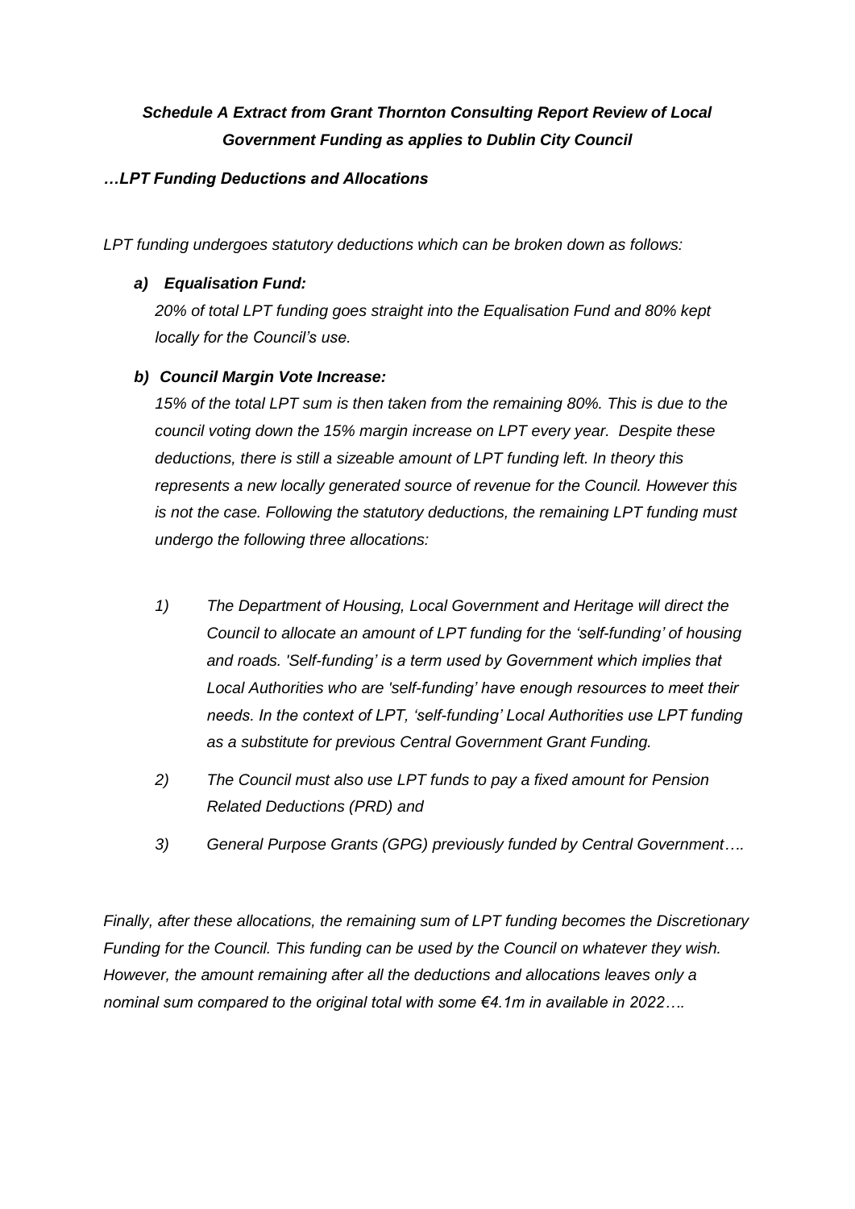***Schedule A Extract from Grant Thornton Consulting Report Review of Local Government Funding as applies to Dublin City Council***

***…LPT Funding Deductions and Allocations***

*LPT funding undergoes statutory deductions which can be broken down as follows:*

***a) Equalisation Fund:***

*20% of total LPT funding goes straight into the Equalisation Fund and 80% kept locally for the Council's use.*

***b) Council Margin Vote Increase:***

*15% of the total LPT sum is then taken from the remaining 80%. This is due to the council voting down the 15% margin increase on LPT every year. Despite these deductions, there is still a sizeable amount of LPT funding left. In theory this represents a new locally generated source of revenue for the Council. However this is not the case. Following the statutory deductions, the remaining LPT funding must undergo the following three allocations:*

1) *The Department of Housing, Local Government and Heritage will direct the Council to allocate an amount of LPT funding for the 'self-funding' of housing and roads. 'Self-funding' is a term used by Government which implies that Local Authorities who are 'self-funding' have enough resources to meet their needs. In the context of LPT, 'self-funding' Local Authorities use LPT funding as a substitute for previous Central Government Grant Funding.*

2) *The Council must also use LPT funds to pay a fixed amount for Pension Related Deductions (PRD) and*

3) *General Purpose Grants (GPG) previously funded by Central Government….*

*Finally, after these allocations, the remaining sum of LPT funding becomes the Discretionary Funding for the Council. This funding can be used by the Council on whatever they wish. However, the amount remaining after all the deductions and allocations leaves only a nominal sum compared to the original total with some €4.1m in available in 2022….*